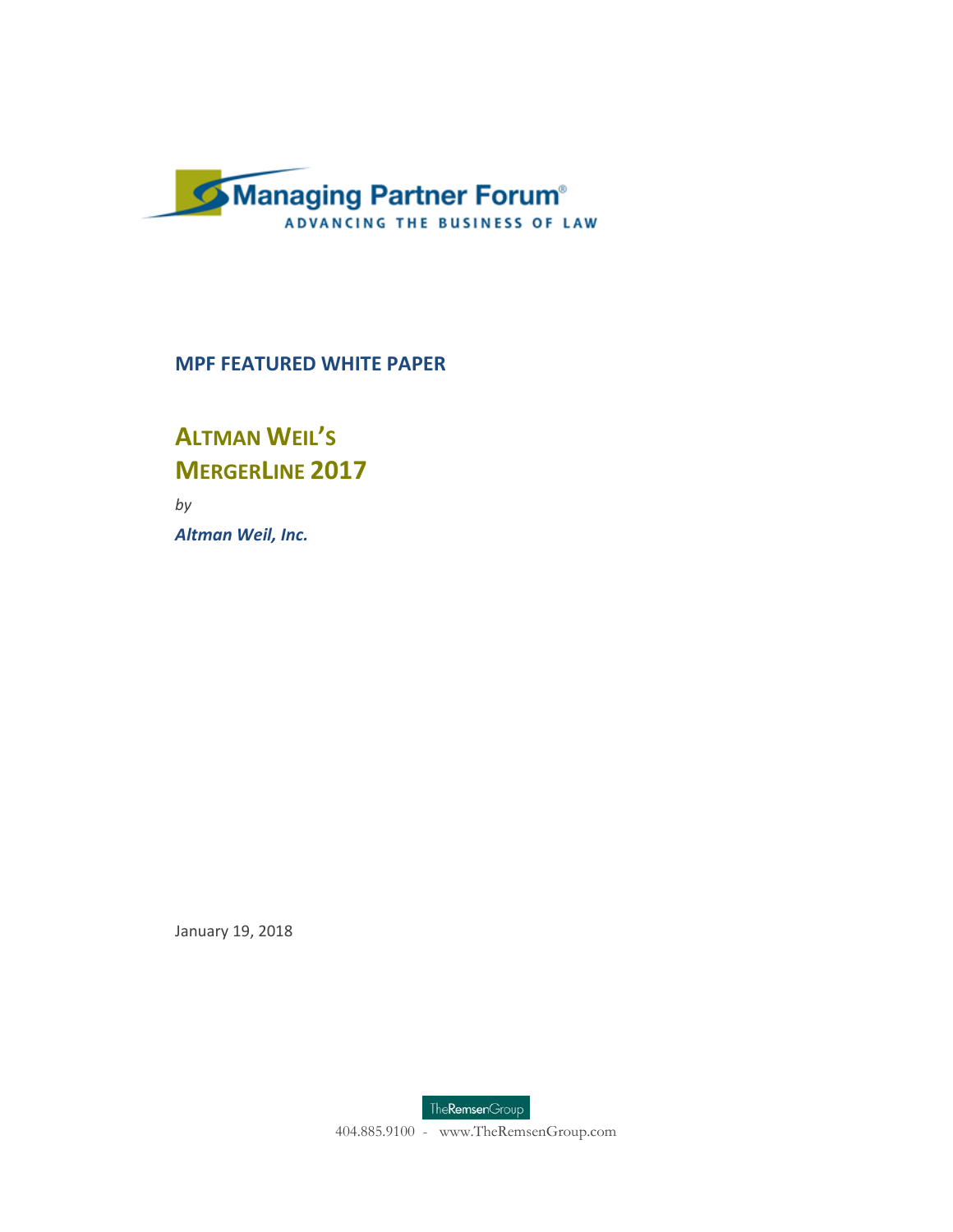Managing Partner Forum®

ADVANCING THE BUSINESS OF LAW

**MPF FEATURED WHITE PAPER**

# ALTMAN WEIL'S MERGERLINE 2017

*by*

***Altman Weil, Inc.***

January 19, 2018

TheRemsenGroup

404.885.9100 - www.TheRemsenGroup.com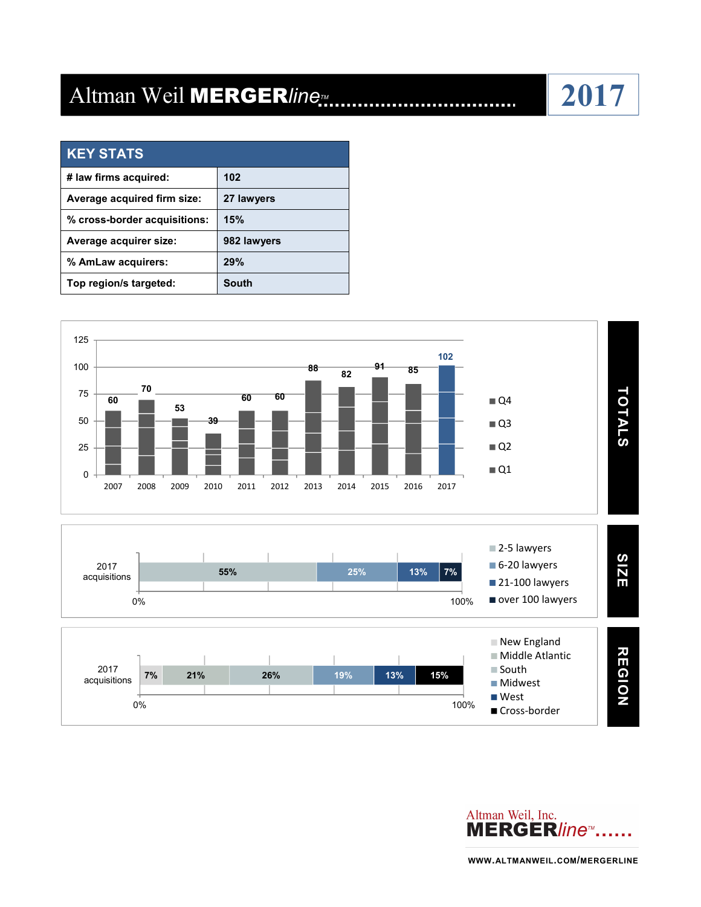# Altman Weil MERGERline™ 2017

| KEY STATS | |
|---|---|
| # law firms acquired: | 102 |
| Average acquired firm size: | 27 lawyers |
| % cross-border acquisitions: | 15% |
| Average acquirer size: | 982 lawyers |
| % AmLaw acquirers: | 29% |
| Top region/s targeted: | South |

## TOTALS

| Year | 2007 | 2008 | 2009 | 2010 | 2011 | 2012 | 2013 | 2014 | 2015 | 2016 | 2017 |
|---|---|---|---|---|---|---|---|---|---|---|---|
| Total | 60 | 70 | 53 | 39 | 60 | 60 | 88 | 82 | 91 | 85 | 102 |

Q4, Q3, Q2, Q1

## SIZE

2017 acquisitions

| 2-5 lawyers | 6-20 lawyers | 21-100 lawyers | over 100 lawyers |
|---|---|---|---|
| 55% | 25% | 13% | 7% |

## REGION

2017 acquisitions

| New England | Middle Atlantic | South | Midwest | West | Cross-border |
|---|---|---|---|---|---|
| 7% | 21% | 26% | 19% | 13% | 15% |

Altman Weil, Inc. MERGERline™

WWW.ALTMANWEIL.COM/MERGERLINE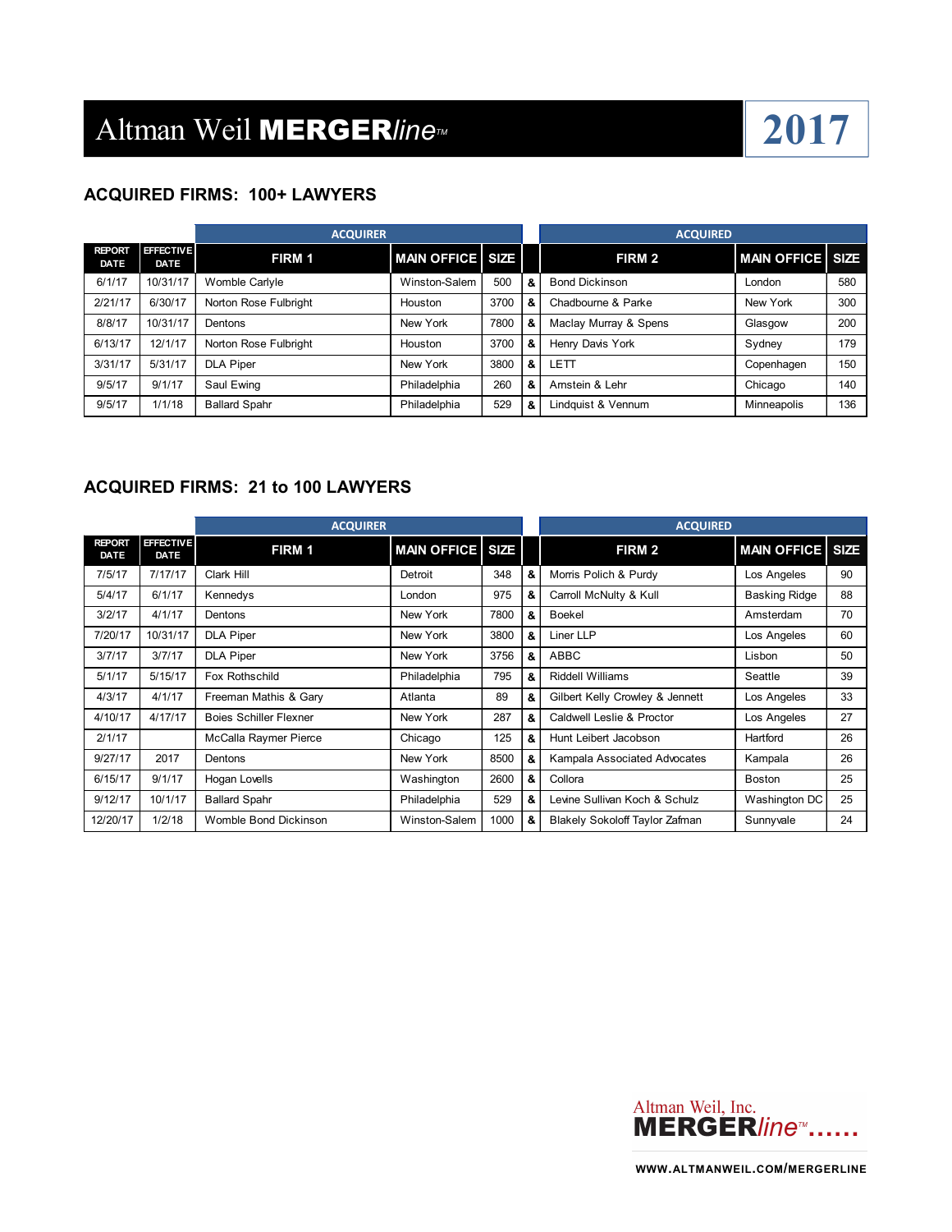# Altman Weil MERGER*line*™ 2017

## ACQUIRED FIRMS: 100+ LAWYERS

| | | ACQUIRER | | | | ACQUIRED | | |
|---|---|---|---|---|---|---|---|---|
| REPORT DATE | EFFECTIVE DATE | FIRM 1 | MAIN OFFICE | SIZE | | FIRM 2 | MAIN OFFICE | SIZE |
| 6/1/17 | 10/31/17 | Womble Carlyle | Winston-Salem | 500 | & | Bond Dickinson | London | 580 |
| 2/21/17 | 6/30/17 | Norton Rose Fulbright | Houston | 3700 | & | Chadbourne & Parke | New York | 300 |
| 8/8/17 | 10/31/17 | Dentons | New York | 7800 | & | Maclay Murray & Spens | Glasgow | 200 |
| 6/13/17 | 12/1/17 | Norton Rose Fulbright | Houston | 3700 | & | Henry Davis York | Sydney | 179 |
| 3/31/17 | 5/31/17 | DLA Piper | New York | 3800 | & | LETT | Copenhagen | 150 |
| 9/5/17 | 9/1/17 | Saul Ewing | Philadelphia | 260 | & | Arnstein & Lehr | Chicago | 140 |
| 9/5/17 | 1/1/18 | Ballard Spahr | Philadelphia | 529 | & | Lindquist & Vennum | Minneapolis | 136 |

## ACQUIRED FIRMS: 21 to 100 LAWYERS

| | | ACQUIRER | | | | ACQUIRED | | |
|---|---|---|---|---|---|---|---|---|
| REPORT DATE | EFFECTIVE DATE | FIRM 1 | MAIN OFFICE | SIZE | | FIRM 2 | MAIN OFFICE | SIZE |
| 7/5/17 | 7/17/17 | Clark Hill | Detroit | 348 | & | Morris Polich & Purdy | Los Angeles | 90 |
| 5/4/17 | 6/1/17 | Kennedys | London | 975 | & | Carroll McNulty & Kull | Basking Ridge | 88 |
| 3/2/17 | 4/1/17 | Dentons | New York | 7800 | & | Boekel | Amsterdam | 70 |
| 7/20/17 | 10/31/17 | DLA Piper | New York | 3800 | & | Liner LLP | Los Angeles | 60 |
| 3/7/17 | 3/7/17 | DLA Piper | New York | 3756 | & | ABBC | Lisbon | 50 |
| 5/1/17 | 5/15/17 | Fox Rothschild | Philadelphia | 795 | & | Riddell Williams | Seattle | 39 |
| 4/3/17 | 4/1/17 | Freeman Mathis & Gary | Atlanta | 89 | & | Gilbert Kelly Crowley & Jennett | Los Angeles | 33 |
| 4/10/17 | 4/17/17 | Boies Schiller Flexner | New York | 287 | & | Caldwell Leslie & Proctor | Los Angeles | 27 |
| 2/1/17 | | McCalla Raymer Pierce | Chicago | 125 | & | Hunt Leibert Jacobson | Hartford | 26 |
| 9/27/17 | 2017 | Dentons | New York | 8500 | & | Kampala Associated Advocates | Kampala | 26 |
| 6/15/17 | 9/1/17 | Hogan Lovells | Washington | 2600 | & | Collora | Boston | 25 |
| 9/12/17 | 10/1/17 | Ballard Spahr | Philadelphia | 529 | & | Levine Sullivan Koch & Schulz | Washington DC | 25 |
| 12/20/17 | 1/2/18 | Womble Bond Dickinson | Winston-Salem | 1000 | & | Blakely Sokoloff Taylor Zafman | Sunnyvale | 24 |

Altman Weil, Inc.
MERGER*line*™......

WWW.ALTMANWEIL.COM/MERGERLINE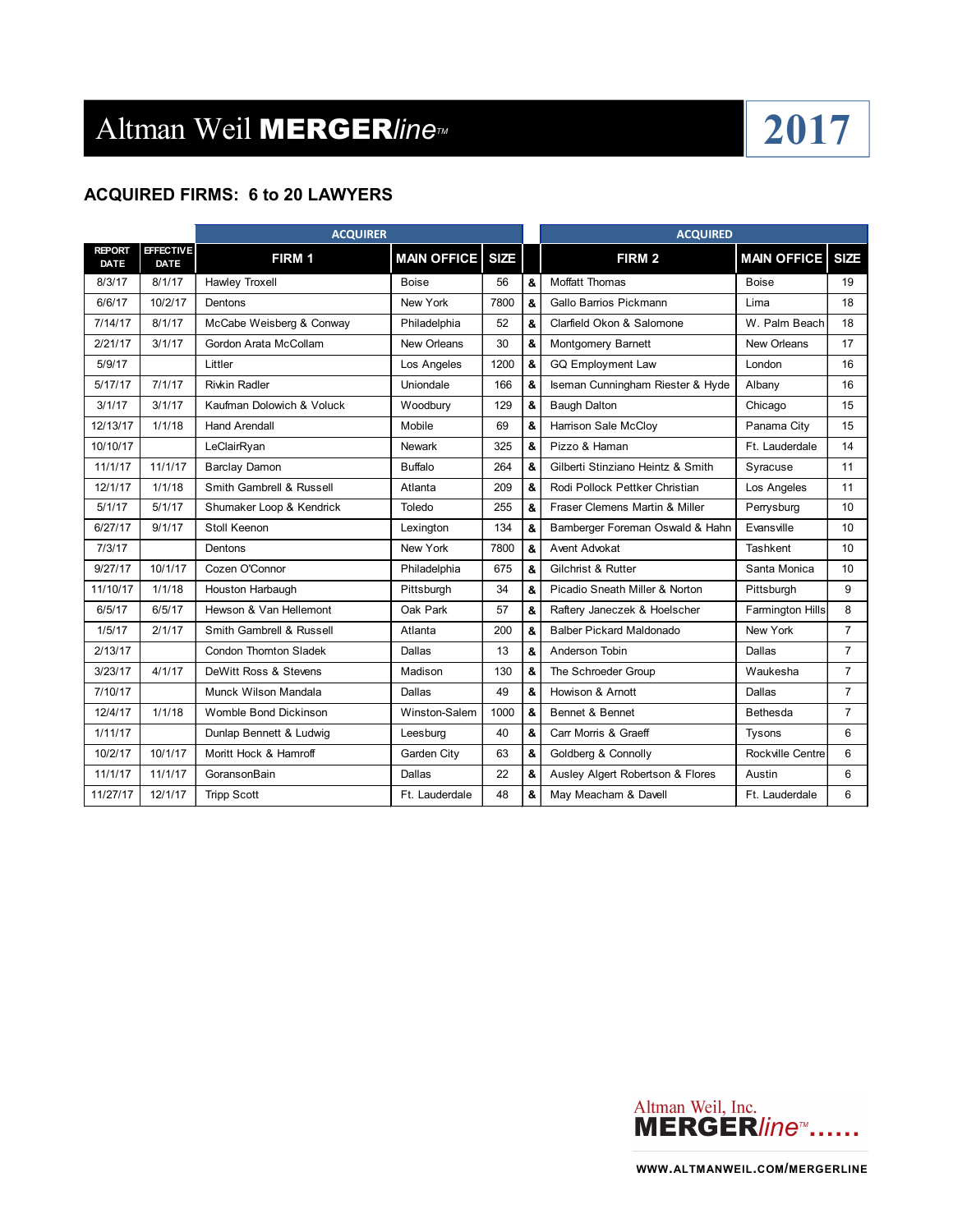# Altman Weil MERGERline™ 2017

## ACQUIRED FIRMS: 6 to 20 LAWYERS

| | | ACQUIRER | | | | ACQUIRED | | |
|---|---|---|---|---|---|---|---|---|
| REPORT DATE | EFFECTIVE DATE | FIRM 1 | MAIN OFFICE | SIZE | | FIRM 2 | MAIN OFFICE | SIZE |
| 8/3/17 | 8/1/17 | Hawley Troxell | Boise | 56 | & | Moffatt Thomas | Boise | 19 |
| 6/6/17 | 10/2/17 | Dentons | New York | 7800 | & | Gallo Barrios Pickmann | Lima | 18 |
| 7/14/17 | 8/1/17 | McCabe Weisberg & Conway | Philadelphia | 52 | & | Clarfield Okon & Salomone | W. Palm Beach | 18 |
| 2/21/17 | 3/1/17 | Gordon Arata McCollam | New Orleans | 30 | & | Montgomery Barnett | New Orleans | 17 |
| 5/9/17 | | Littler | Los Angeles | 1200 | & | GQ Employment Law | London | 16 |
| 5/17/17 | 7/1/17 | Rivkin Radler | Uniondale | 166 | & | Iseman Cunningham Riester & Hyde | Albany | 16 |
| 3/1/17 | 3/1/17 | Kaufman Dolowich & Voluck | Woodbury | 129 | & | Baugh Dalton | Chicago | 15 |
| 12/13/17 | 1/1/18 | Hand Arendall | Mobile | 69 | & | Harrison Sale McCloy | Panama City | 15 |
| 10/10/17 | | LeClairRyan | Newark | 325 | & | Pizzo & Haman | Ft. Lauderdale | 14 |
| 11/1/17 | 11/1/17 | Barclay Damon | Buffalo | 264 | & | Gilberti Stinziano Heintz & Smith | Syracuse | 11 |
| 12/1/17 | 1/1/18 | Smith Gambrell & Russell | Atlanta | 209 | & | Rodi Pollock Pettker Christian | Los Angeles | 11 |
| 5/1/17 | 5/1/17 | Shumaker Loop & Kendrick | Toledo | 255 | & | Fraser Clemens Martin & Miller | Perrysburg | 10 |
| 6/27/17 | 9/1/17 | Stoll Keenon | Lexington | 134 | & | Bamberger Foreman Oswald & Hahn | Evansville | 10 |
| 7/3/17 | | Dentons | New York | 7800 | & | Avent Advokat | Tashkent | 10 |
| 9/27/17 | 10/1/17 | Cozen O'Connor | Philadelphia | 675 | & | Gilchrist & Rutter | Santa Monica | 10 |
| 11/10/17 | 1/1/18 | Houston Harbaugh | Pittsburgh | 34 | & | Picadio Sneath Miller & Norton | Pittsburgh | 9 |
| 6/5/17 | 6/5/17 | Hewson & Van Hellemont | Oak Park | 57 | & | Raftery Janeczek & Hoelscher | Farmington Hills | 8 |
| 1/5/17 | 2/1/17 | Smith Gambrell & Russell | Atlanta | 200 | & | Balber Pickard Maldonado | New York | 7 |
| 2/13/17 | | Condon Thornton Sladek | Dallas | 13 | & | Anderson Tobin | Dallas | 7 |
| 3/23/17 | 4/1/17 | DeWitt Ross & Stevens | Madison | 130 | & | The Schroeder Group | Waukesha | 7 |
| 7/10/17 | | Munck Wilson Mandala | Dallas | 49 | & | Howison & Arnott | Dallas | 7 |
| 12/4/17 | 1/1/18 | Womble Bond Dickinson | Winston-Salem | 1000 | & | Bennet & Bennet | Bethesda | 7 |
| 1/11/17 | | Dunlap Bennett & Ludwig | Leesburg | 40 | & | Carr Morris & Graeff | Tysons | 6 |
| 10/2/17 | 10/1/17 | Moritt Hock & Hamroff | Garden City | 63 | & | Goldberg & Connolly | Rockville Centre | 6 |
| 11/1/17 | 11/1/17 | GoransonBain | Dallas | 22 | & | Ausley Algert Robertson & Flores | Austin | 6 |
| 11/27/17 | 12/1/17 | Tripp Scott | Ft. Lauderdale | 48 | & | May Meacham & Davell | Ft. Lauderdale | 6 |

Altman Weil, Inc. MERGERline™......

WWW.ALTMANWEIL.COM/MERGERLINE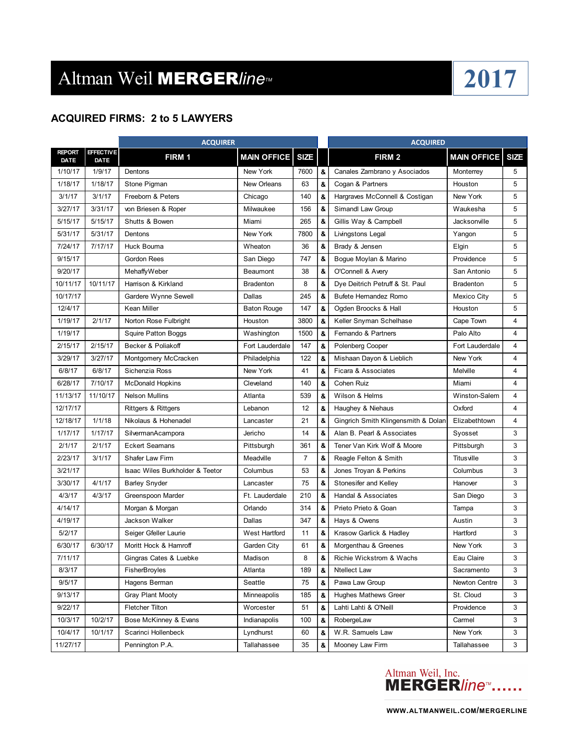# Altman Weil MERGER*line*™ 2017

## ACQUIRED FIRMS: 2 to 5 LAWYERS

| | | ACQUIRER | | | | ACQUIRED | | |
|---|---|---|---|---|---|---|---|---|
| REPORT DATE | EFFECTIVE DATE | FIRM 1 | MAIN OFFICE | SIZE | | FIRM 2 | MAIN OFFICE | SIZE |
| 1/10/17 | 1/9/17 | Dentons | New York | 7600 | & | Canales Zambrano y Asociados | Monterrey | 5 |
| 1/18/17 | 1/18/17 | Stone Pigman | New Orleans | 63 | & | Cogan & Partners | Houston | 5 |
| 3/1/17 | 3/1/17 | Freeborn & Peters | Chicago | 140 | & | Hargraves McConnell & Costigan | New York | 5 |
| 3/27/17 | 3/31/17 | von Briesen & Roper | Milwaukee | 156 | & | Simandl Law Group | Waukesha | 5 |
| 5/15/17 | 5/15/17 | Shutts & Bowen | Miami | 265 | & | Gillis Way & Campbell | Jacksonville | 5 |
| 5/31/17 | 5/31/17 | Dentons | New York | 7800 | & | Livingstons Legal | Yangon | 5 |
| 7/24/17 | 7/17/17 | Huck Bouma | Wheaton | 36 | & | Brady & Jensen | Elgin | 5 |
| 9/15/17 | | Gordon Rees | San Diego | 747 | & | Bogue Moylan & Marino | Providence | 5 |
| 9/20/17 | | MehaffyWeber | Beaumont | 38 | & | O'Connell & Avery | San Antonio | 5 |
| 10/11/17 | 10/11/17 | Harrison & Kirkland | Bradenton | 8 | & | Dye Deitrich Petruff & St. Paul | Bradenton | 5 |
| 10/17/17 | | Gardere Wynne Sewell | Dallas | 245 | & | Bufete Hernandez Romo | Mexico City | 5 |
| 12/4/17 | | Kean Miller | Baton Rouge | 147 | & | Ogden Broocks & Hall | Houston | 5 |
| 1/19/17 | 2/1/17 | Norton Rose Fulbright | Houston | 3800 | & | Keller Snyman Schelhase | Cape Town | 4 |
| 1/19/17 | | Squire Patton Boggs | Washington | 1500 | & | Fernando & Partners | Palo Alto | 4 |
| 2/15/17 | 2/15/17 | Becker & Poliakoff | Fort Lauderdale | 147 | & | Polenberg Cooper | Fort Lauderdale | 4 |
| 3/29/17 | 3/27/17 | Montgomery McCracken | Philadelphia | 122 | & | Mishaan Dayon & Lieblich | New York | 4 |
| 6/8/17 | 6/8/17 | Sichenzia Ross | New York | 41 | & | Ficara & Associates | Melville | 4 |
| 6/28/17 | 7/10/17 | McDonald Hopkins | Cleveland | 140 | & | Cohen Ruiz | Miami | 4 |
| 11/13/17 | 11/10/17 | Nelson Mullins | Atlanta | 539 | & | Wilson & Helms | Winston-Salem | 4 |
| 12/17/17 | | Rittgers & Rittgers | Lebanon | 12 | & | Haughey & Niehaus | Oxford | 4 |
| 12/18/17 | 1/1/18 | Nikolaus & Hohenadel | Lancaster | 21 | & | Gingrich Smith Klingensmith & Dolan | Elizabethtown | 4 |
| 1/17/17 | 1/17/17 | SilvermanAcampora | Jericho | 14 | & | Alan B. Pearl & Associates | Syosset | 3 |
| 2/1/17 | 2/1/17 | Eckert Seamans | Pittsburgh | 361 | & | Tener Van Kirk Wolf & Moore | Pittsburgh | 3 |
| 2/23/17 | 3/1/17 | Shafer Law Firm | Meadville | 7 | & | Reagle Felton & Smith | Titusville | 3 |
| 3/21/17 | | Isaac Wiles Burkholder & Teetor | Columbus | 53 | & | Jones Troyan & Perkins | Columbus | 3 |
| 3/30/17 | 4/1/17 | Barley Snyder | Lancaster | 75 | & | Stonesifer and Kelley | Hanover | 3 |
| 4/3/17 | 4/3/17 | Greenspoon Marder | Ft. Lauderdale | 210 | & | Handal & Associates | San Diego | 3 |
| 4/14/17 | | Morgan & Morgan | Orlando | 314 | & | Prieto Prieto & Goan | Tampa | 3 |
| 4/19/17 | | Jackson Walker | Dallas | 347 | & | Hays & Owens | Austin | 3 |
| 5/2/17 | | Seiger Gfeller Laurie | West Hartford | 11 | & | Krasow Garlick & Hadley | Hartford | 3 |
| 6/30/17 | 6/30/17 | Moritt Hock & Hamroff | Garden City | 61 | & | Morgenthau & Greenes | New York | 3 |
| 7/11/17 | | Gingras Cates & Luebke | Madison | 8 | & | Richie Wickstrom & Wachs | Eau Claire | 3 |
| 8/3/17 | | FisherBroyles | Atlanta | 189 | & | Ntellect Law | Sacramento | 3 |
| 9/5/17 | | Hagens Berman | Seattle | 75 | & | Pawa Law Group | Newton Centre | 3 |
| 9/13/17 | | Gray Plant Mooty | Minneapolis | 185 | & | Hughes Mathews Greer | St. Cloud | 3 |
| 9/22/17 | | Fletcher Tilton | Worcester | 51 | & | Lahti Lahti & O'Neill | Providence | 3 |
| 10/3/17 | 10/2/17 | Bose McKinney & Evans | Indianapolis | 100 | & | RobergeLaw | Carmel | 3 |
| 10/4/17 | 10/1/17 | Scarinci Hollenbeck | Lyndhurst | 60 | & | W.R. Samuels Law | New York | 3 |
| 11/27/17 | | Pennington P.A. | Tallahassee | 35 | & | Mooney Law Firm | Tallahassee | 3 |

Altman Weil, Inc. MERGER*line*™......

WWW.ALTMANWEIL.COM/MERGERLINE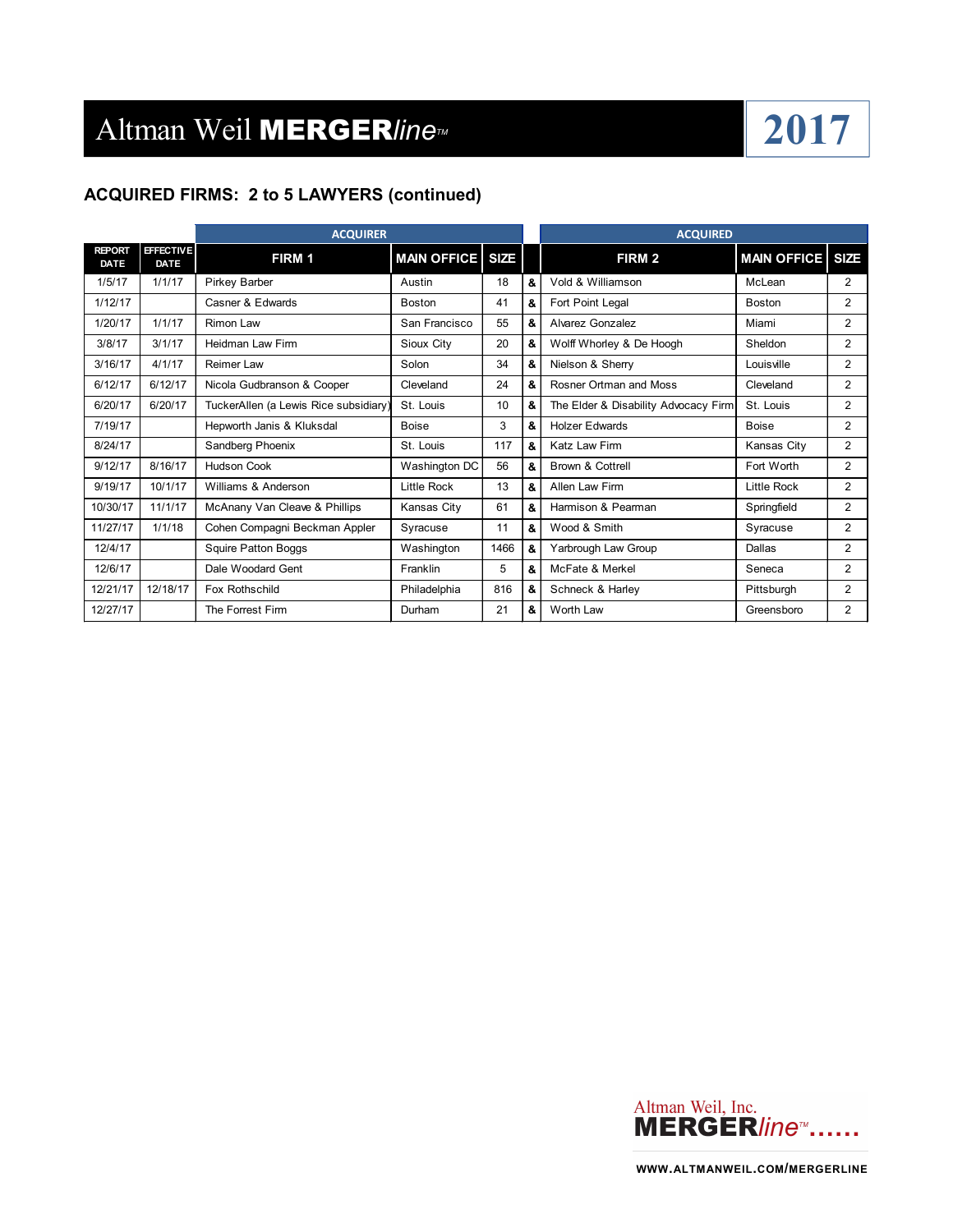# Altman Weil MERGERline™ 2017

## ACQUIRED FIRMS: 2 to 5 LAWYERS (continued)

| | | ACQUIRER | | | | ACQUIRED | | |
|---|---|---|---|---|---|---|---|---|
| REPORT DATE | EFFECTIVE DATE | FIRM 1 | MAIN OFFICE | SIZE | | FIRM 2 | MAIN OFFICE | SIZE |
| 1/5/17 | 1/1/17 | Pirkey Barber | Austin | 18 | & | Vold & Williamson | McLean | 2 |
| 1/12/17 | | Casner & Edwards | Boston | 41 | & | Fort Point Legal | Boston | 2 |
| 1/20/17 | 1/1/17 | Rimon Law | San Francisco | 55 | & | Alvarez Gonzalez | Miami | 2 |
| 3/8/17 | 3/1/17 | Heidman Law Firm | Sioux City | 20 | & | Wolff Whorley & De Hoogh | Sheldon | 2 |
| 3/16/17 | 4/1/17 | Reimer Law | Solon | 34 | & | Nielson & Sherry | Louisville | 2 |
| 6/12/17 | 6/12/17 | Nicola Gudbranson & Cooper | Cleveland | 24 | & | Rosner Ortman and Moss | Cleveland | 2 |
| 6/20/17 | 6/20/17 | TuckerAllen (a Lewis Rice subsidiary) | St. Louis | 10 | & | The Elder & Disability Advocacy Firm | St. Louis | 2 |
| 7/19/17 | | Hepworth Janis & Kluksdal | Boise | 3 | & | Holzer Edwards | Boise | 2 |
| 8/24/17 | | Sandberg Phoenix | St. Louis | 117 | & | Katz Law Firm | Kansas City | 2 |
| 9/12/17 | 8/16/17 | Hudson Cook | Washington DC | 56 | & | Brown & Cottrell | Fort Worth | 2 |
| 9/19/17 | 10/1/17 | Williams & Anderson | Little Rock | 13 | & | Allen Law Firm | Little Rock | 2 |
| 10/30/17 | 11/1/17 | McAnany Van Cleave & Phillips | Kansas City | 61 | & | Harmison & Pearman | Springfield | 2 |
| 11/27/17 | 1/1/18 | Cohen Compagni Beckman Appler | Syracuse | 11 | & | Wood & Smith | Syracuse | 2 |
| 12/4/17 | | Squire Patton Boggs | Washington | 1466 | & | Yarbrough Law Group | Dallas | 2 |
| 12/6/17 | | Dale Woodard Gent | Franklin | 5 | & | McFate & Merkel | Seneca | 2 |
| 12/21/17 | 12/18/17 | Fox Rothschild | Philadelphia | 816 | & | Schneck & Harley | Pittsburgh | 2 |
| 12/27/17 | | The Forrest Firm | Durham | 21 | & | Worth Law | Greensboro | 2 |

Altman Weil, Inc. MERGERline™......

WWW.ALTMANWEIL.COM/MERGERLINE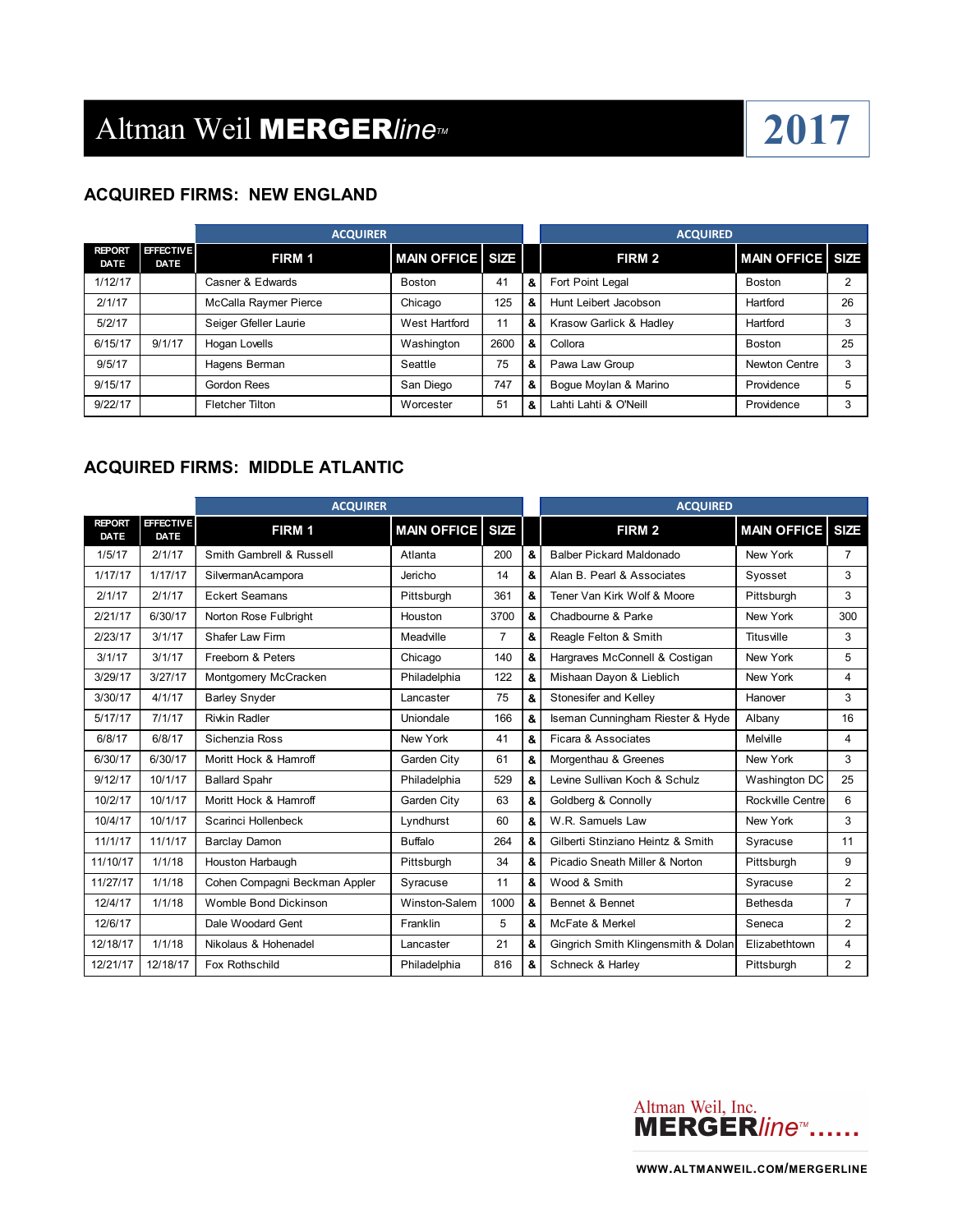# Altman Weil MERGER*line*™ 2017

## ACQUIRED FIRMS: NEW ENGLAND

| | | ACQUIRER | | | | ACQUIRED | | |
|---|---|---|---|---|---|---|---|---|
| REPORT DATE | EFFECTIVE DATE | FIRM 1 | MAIN OFFICE | SIZE | | FIRM 2 | MAIN OFFICE | SIZE |
| 1/12/17 | | Casner & Edwards | Boston | 41 | & | Fort Point Legal | Boston | 2 |
| 2/1/17 | | McCalla Raymer Pierce | Chicago | 125 | & | Hunt Leibert Jacobson | Hartford | 26 |
| 5/2/17 | | Seiger Gfeller Laurie | West Hartford | 11 | & | Krasow Garlick & Hadley | Hartford | 3 |
| 6/15/17 | 9/1/17 | Hogan Lovells | Washington | 2600 | & | Collora | Boston | 25 |
| 9/5/17 | | Hagens Berman | Seattle | 75 | & | Pawa Law Group | Newton Centre | 3 |
| 9/15/17 | | Gordon Rees | San Diego | 747 | & | Bogue Moylan & Marino | Providence | 5 |
| 9/22/17 | | Fletcher Tilton | Worcester | 51 | & | Lahti Lahti & O'Neill | Providence | 3 |

## ACQUIRED FIRMS: MIDDLE ATLANTIC

| | | ACQUIRER | | | | ACQUIRED | | |
|---|---|---|---|---|---|---|---|---|
| REPORT DATE | EFFECTIVE DATE | FIRM 1 | MAIN OFFICE | SIZE | | FIRM 2 | MAIN OFFICE | SIZE |
| 1/5/17 | 2/1/17 | Smith Gambrell & Russell | Atlanta | 200 | & | Balber Pickard Maldonado | New York | 7 |
| 1/17/17 | 1/17/17 | SilvermanAcampora | Jericho | 14 | & | Alan B. Pearl & Associates | Syosset | 3 |
| 2/1/17 | 2/1/17 | Eckert Seamans | Pittsburgh | 361 | & | Tener Van Kirk Wolf & Moore | Pittsburgh | 3 |
| 2/21/17 | 6/30/17 | Norton Rose Fulbright | Houston | 3700 | & | Chadbourne & Parke | New York | 300 |
| 2/23/17 | 3/1/17 | Shafer Law Firm | Meadville | 7 | & | Reagle Felton & Smith | Titusville | 3 |
| 3/1/17 | 3/1/17 | Freeborn & Peters | Chicago | 140 | & | Hargraves McConnell & Costigan | New York | 5 |
| 3/29/17 | 3/27/17 | Montgomery McCracken | Philadelphia | 122 | & | Mishaan Dayon & Lieblich | New York | 4 |
| 3/30/17 | 4/1/17 | Barley Snyder | Lancaster | 75 | & | Stonesifer and Kelley | Hanover | 3 |
| 5/17/17 | 7/1/17 | Rivkin Radler | Uniondale | 166 | & | Iseman Cunningham Riester & Hyde | Albany | 16 |
| 6/8/17 | 6/8/17 | Sichenzia Ross | New York | 41 | & | Ficara & Associates | Melville | 4 |
| 6/30/17 | 6/30/17 | Moritt Hock & Hamroff | Garden City | 61 | & | Morgenthau & Greenes | New York | 3 |
| 9/12/17 | 10/1/17 | Ballard Spahr | Philadelphia | 529 | & | Levine Sullivan Koch & Schulz | Washington DC | 25 |
| 10/2/17 | 10/1/17 | Moritt Hock & Hamroff | Garden City | 63 | & | Goldberg & Connolly | Rockville Centre | 6 |
| 10/4/17 | 10/1/17 | Scarinci Hollenbeck | Lyndhurst | 60 | & | W.R. Samuels Law | New York | 3 |
| 11/1/17 | 11/1/17 | Barclay Damon | Buffalo | 264 | & | Gilberti Stinziano Heintz & Smith | Syracuse | 11 |
| 11/10/17 | 1/1/18 | Houston Harbaugh | Pittsburgh | 34 | & | Picadio Sneath Miller & Norton | Pittsburgh | 9 |
| 11/27/17 | 1/1/18 | Cohen Compagni Beckman Appler | Syracuse | 11 | & | Wood & Smith | Syracuse | 2 |
| 12/4/17 | 1/1/18 | Womble Bond Dickinson | Winston-Salem | 1000 | & | Bennet & Bennet | Bethesda | 7 |
| 12/6/17 | | Dale Woodard Gent | Franklin | 5 | & | McFate & Merkel | Seneca | 2 |
| 12/18/17 | 1/1/18 | Nikolaus & Hohenadel | Lancaster | 21 | & | Gingrich Smith Klingensmith & Dolan | Elizabethtown | 4 |
| 12/21/17 | 12/18/17 | Fox Rothschild | Philadelphia | 816 | & | Schneck & Harley | Pittsburgh | 2 |

Altman Weil, Inc. MERGER*line*™......

WWW.ALTMANWEIL.COM/MERGERLINE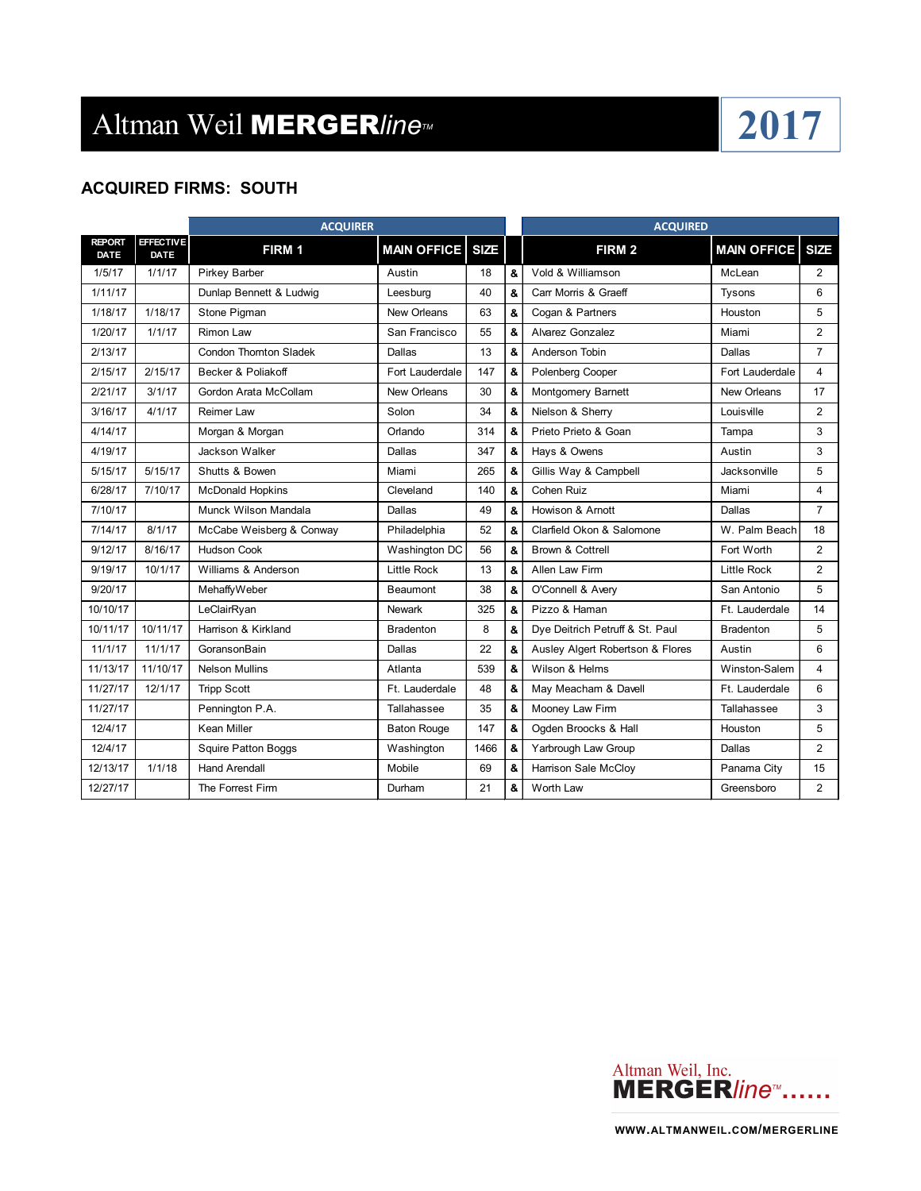# Altman Weil MERGERline™ 2017

## ACQUIRED FIRMS: SOUTH

| | | ACQUIRER | | | | ACQUIRED | | |
|---|---|---|---|---|---|---|---|---|
| REPORT DATE | EFFECTIVE DATE | FIRM 1 | MAIN OFFICE | SIZE | | FIRM 2 | MAIN OFFICE | SIZE |
| 1/5/17 | 1/1/17 | Pirkey Barber | Austin | 18 | & | Vold & Williamson | McLean | 2 |
| 1/11/17 | | Dunlap Bennett & Ludwig | Leesburg | 40 | & | Carr Morris & Graeff | Tysons | 6 |
| 1/18/17 | 1/18/17 | Stone Pigman | New Orleans | 63 | & | Cogan & Partners | Houston | 5 |
| 1/20/17 | 1/1/17 | Rimon Law | San Francisco | 55 | & | Alvarez Gonzalez | Miami | 2 |
| 2/13/17 | | Condon Thornton Sladek | Dallas | 13 | & | Anderson Tobin | Dallas | 7 |
| 2/15/17 | 2/15/17 | Becker & Poliakoff | Fort Lauderdale | 147 | & | Polenberg Cooper | Fort Lauderdale | 4 |
| 2/21/17 | 3/1/17 | Gordon Arata McCollam | New Orleans | 30 | & | Montgomery Barnett | New Orleans | 17 |
| 3/16/17 | 4/1/17 | Reimer Law | Solon | 34 | & | Nielson & Sherry | Louisville | 2 |
| 4/14/17 | | Morgan & Morgan | Orlando | 314 | & | Prieto Prieto & Goan | Tampa | 3 |
| 4/19/17 | | Jackson Walker | Dallas | 347 | & | Hays & Owens | Austin | 3 |
| 5/15/17 | 5/15/17 | Shutts & Bowen | Miami | 265 | & | Gillis Way & Campbell | Jacksonville | 5 |
| 6/28/17 | 7/10/17 | McDonald Hopkins | Cleveland | 140 | & | Cohen Ruiz | Miami | 4 |
| 7/10/17 | | Munck Wilson Mandala | Dallas | 49 | & | Howison & Arnott | Dallas | 7 |
| 7/14/17 | 8/1/17 | McCabe Weisberg & Conway | Philadelphia | 52 | & | Clarfield Okon & Salomone | W. Palm Beach | 18 |
| 9/12/17 | 8/16/17 | Hudson Cook | Washington DC | 56 | & | Brown & Cottrell | Fort Worth | 2 |
| 9/19/17 | 10/1/17 | Williams & Anderson | Little Rock | 13 | & | Allen Law Firm | Little Rock | 2 |
| 9/20/17 | | MehaffyWeber | Beaumont | 38 | & | O'Connell & Avery | San Antonio | 5 |
| 10/10/17 | | LeClairRyan | Newark | 325 | & | Pizzo & Haman | Ft. Lauderdale | 14 |
| 10/11/17 | 10/11/17 | Harrison & Kirkland | Bradenton | 8 | & | Dye Deitrich Petruff & St. Paul | Bradenton | 5 |
| 11/1/17 | 11/1/17 | GoransonBain | Dallas | 22 | & | Ausley Algert Robertson & Flores | Austin | 6 |
| 11/13/17 | 11/10/17 | Nelson Mullins | Atlanta | 539 | & | Wilson & Helms | Winston-Salem | 4 |
| 11/27/17 | 12/1/17 | Tripp Scott | Ft. Lauderdale | 48 | & | May Meacham & Davell | Ft. Lauderdale | 6 |
| 11/27/17 | | Pennington P.A. | Tallahassee | 35 | & | Mooney Law Firm | Tallahassee | 3 |
| 12/4/17 | | Kean Miller | Baton Rouge | 147 | & | Ogden Broocks & Hall | Houston | 5 |
| 12/4/17 | | Squire Patton Boggs | Washington | 1466 | & | Yarbrough Law Group | Dallas | 2 |
| 12/13/17 | 1/1/18 | Hand Arendall | Mobile | 69 | & | Harrison Sale McCloy | Panama City | 15 |
| 12/27/17 | | The Forrest Firm | Durham | 21 | & | Worth Law | Greensboro | 2 |

Altman Weil, Inc. MERGERline™......

WWW.ALTMANWEIL.COM/MERGERLINE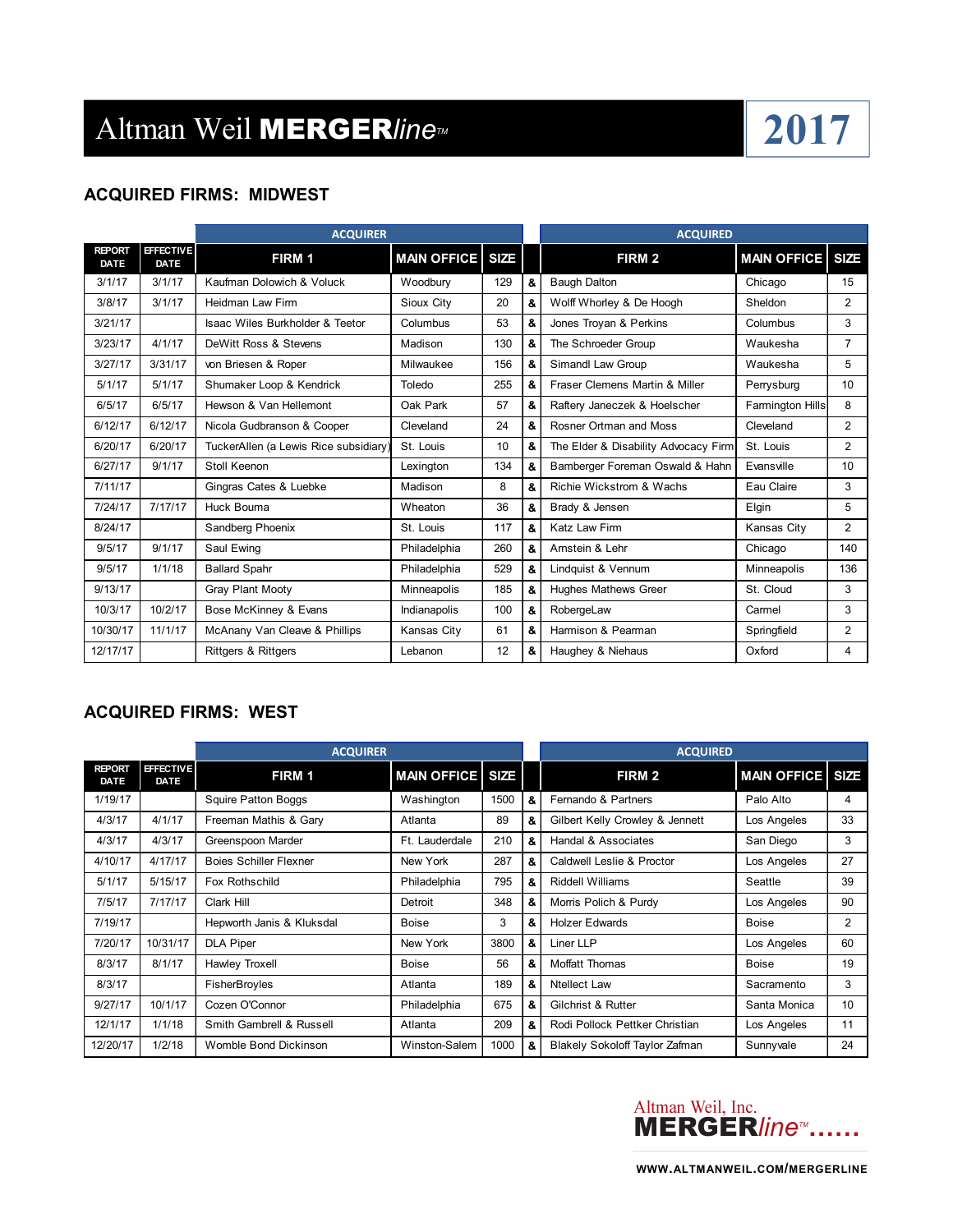# Altman Weil MERGERline™ 2017

## ACQUIRED FIRMS: MIDWEST

| | | ACQUIRER | | | | ACQUIRED | | |
|---|---|---|---|---|---|---|---|---|
| REPORT DATE | EFFECTIVE DATE | FIRM 1 | MAIN OFFICE | SIZE | | FIRM 2 | MAIN OFFICE | SIZE |
| 3/1/17 | 3/1/17 | Kaufman Dolowich & Voluck | Woodbury | 129 | & | Baugh Dalton | Chicago | 15 |
| 3/8/17 | 3/1/17 | Heidman Law Firm | Sioux City | 20 | & | Wolff Whorley & De Hoogh | Sheldon | 2 |
| 3/21/17 | | Isaac Wiles Burkholder & Teetor | Columbus | 53 | & | Jones Troyan & Perkins | Columbus | 3 |
| 3/23/17 | 4/1/17 | DeWitt Ross & Stevens | Madison | 130 | & | The Schroeder Group | Waukesha | 7 |
| 3/27/17 | 3/31/17 | von Briesen & Roper | Milwaukee | 156 | & | Simandl Law Group | Waukesha | 5 |
| 5/1/17 | 5/1/17 | Shumaker Loop & Kendrick | Toledo | 255 | & | Fraser Clemens Martin & Miller | Perrysburg | 10 |
| 6/5/17 | 6/5/17 | Hewson & Van Hellemont | Oak Park | 57 | & | Raftery Janeczek & Hoelscher | Farmington Hills | 8 |
| 6/12/17 | 6/12/17 | Nicola Gudbranson & Cooper | Cleveland | 24 | & | Rosner Ortman and Moss | Cleveland | 2 |
| 6/20/17 | 6/20/17 | TuckerAllen (a Lewis Rice subsidiary) | St. Louis | 10 | & | The Elder & Disability Advocacy Firm | St. Louis | 2 |
| 6/27/17 | 9/1/17 | Stoll Keenon | Lexington | 134 | & | Bamberger Foreman Oswald & Hahn | Evansville | 10 |
| 7/11/17 | | Gingras Cates & Luebke | Madison | 8 | & | Richie Wickstrom & Wachs | Eau Claire | 3 |
| 7/24/17 | 7/17/17 | Huck Bouma | Wheaton | 36 | & | Brady & Jensen | Elgin | 5 |
| 8/24/17 | | Sandberg Phoenix | St. Louis | 117 | & | Katz Law Firm | Kansas City | 2 |
| 9/5/17 | 9/1/17 | Saul Ewing | Philadelphia | 260 | & | Arnstein & Lehr | Chicago | 140 |
| 9/5/17 | 1/1/18 | Ballard Spahr | Philadelphia | 529 | & | Lindquist & Vennum | Minneapolis | 136 |
| 9/13/17 | | Gray Plant Mooty | Minneapolis | 185 | & | Hughes Mathews Greer | St. Cloud | 3 |
| 10/3/17 | 10/2/17 | Bose McKinney & Evans | Indianapolis | 100 | & | RobergeLaw | Carmel | 3 |
| 10/30/17 | 11/1/17 | McAnany Van Cleave & Phillips | Kansas City | 61 | & | Harmison & Pearman | Springfield | 2 |
| 12/17/17 | | Rittgers & Rittgers | Lebanon | 12 | & | Haughey & Niehaus | Oxford | 4 |

## ACQUIRED FIRMS: WEST

| | | ACQUIRER | | | | ACQUIRED | | |
|---|---|---|---|---|---|---|---|---|
| REPORT DATE | EFFECTIVE DATE | FIRM 1 | MAIN OFFICE | SIZE | | FIRM 2 | MAIN OFFICE | SIZE |
| 1/19/17 | | Squire Patton Boggs | Washington | 1500 | & | Fernando & Partners | Palo Alto | 4 |
| 4/3/17 | 4/1/17 | Freeman Mathis & Gary | Atlanta | 89 | & | Gilbert Kelly Crowley & Jennett | Los Angeles | 33 |
| 4/3/17 | 4/3/17 | Greenspoon Marder | Ft. Lauderdale | 210 | & | Handal & Associates | San Diego | 3 |
| 4/10/17 | 4/17/17 | Boies Schiller Flexner | New York | 287 | & | Caldwell Leslie & Proctor | Los Angeles | 27 |
| 5/1/17 | 5/15/17 | Fox Rothschild | Philadelphia | 795 | & | Riddell Williams | Seattle | 39 |
| 7/5/17 | 7/17/17 | Clark Hill | Detroit | 348 | & | Morris Polich & Purdy | Los Angeles | 90 |
| 7/19/17 | | Hepworth Janis & Kluksdal | Boise | 3 | & | Holzer Edwards | Boise | 2 |
| 7/20/17 | 10/31/17 | DLA Piper | New York | 3800 | & | Liner LLP | Los Angeles | 60 |
| 8/3/17 | 8/1/17 | Hawley Troxell | Boise | 56 | & | Moffatt Thomas | Boise | 19 |
| 8/3/17 | | FisherBroyles | Atlanta | 189 | & | Ntellect Law | Sacramento | 3 |
| 9/27/17 | 10/1/17 | Cozen O'Connor | Philadelphia | 675 | & | Gilchrist & Rutter | Santa Monica | 10 |
| 12/1/17 | 1/1/18 | Smith Gambrell & Russell | Atlanta | 209 | & | Rodi Pollock Pettker Christian | Los Angeles | 11 |
| 12/20/17 | 1/2/18 | Womble Bond Dickinson | Winston-Salem | 1000 | & | Blakely Sokoloff Taylor Zafman | Sunnyvale | 24 |

Altman Weil, Inc. MERGERline™......

WWW.ALTMANWEIL.COM/MERGERLINE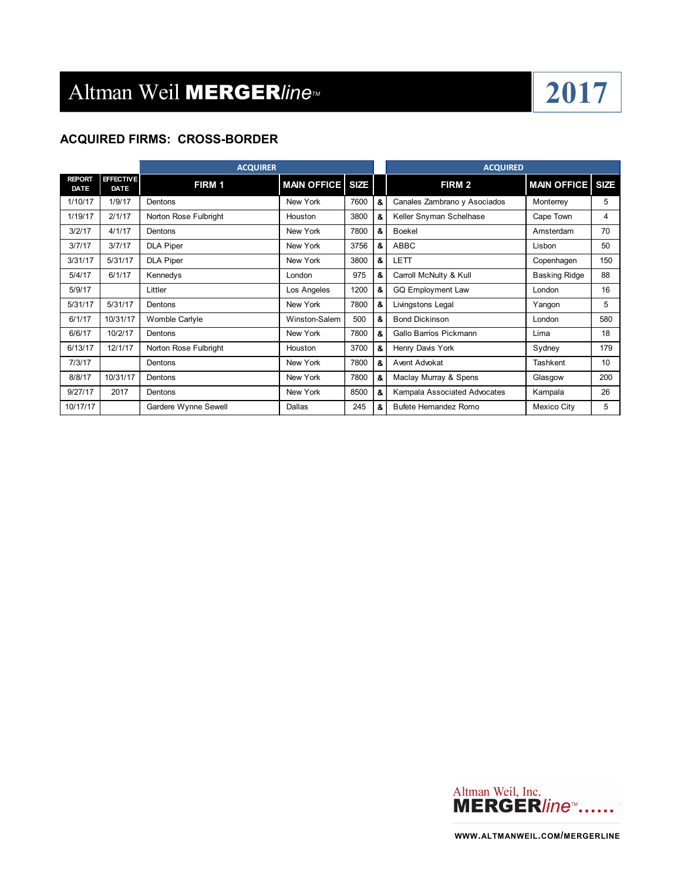# Altman Weil MERGERline™ 2017

## ACQUIRED FIRMS: CROSS-BORDER

| | | ACQUIRER | | | | ACQUIRED | | |
|---|---|---|---|---|---|---|---|---|
| REPORT DATE | EFFECTIVE DATE | FIRM 1 | MAIN OFFICE | SIZE | | FIRM 2 | MAIN OFFICE | SIZE |
| 1/10/17 | 1/9/17 | Dentons | New York | 7600 | & | Canales Zambrano y Asociados | Monterrey | 5 |
| 1/19/17 | 2/1/17 | Norton Rose Fulbright | Houston | 3800 | & | Keller Snyman Schelhase | Cape Town | 4 |
| 3/2/17 | 4/1/17 | Dentons | New York | 7800 | & | Boekel | Amsterdam | 70 |
| 3/7/17 | 3/7/17 | DLA Piper | New York | 3756 | & | ABBC | Lisbon | 50 |
| 3/31/17 | 5/31/17 | DLA Piper | New York | 3800 | & | LETT | Copenhagen | 150 |
| 5/4/17 | 6/1/17 | Kennedys | London | 975 | & | Carroll McNulty & Kull | Basking Ridge | 88 |
| 5/9/17 | | Littler | Los Angeles | 1200 | & | GQ Employment Law | London | 16 |
| 5/31/17 | 5/31/17 | Dentons | New York | 7800 | & | Livingstons Legal | Yangon | 5 |
| 6/1/17 | 10/31/17 | Womble Carlyle | Winston-Salem | 500 | & | Bond Dickinson | London | 580 |
| 6/6/17 | 10/2/17 | Dentons | New York | 7800 | & | Gallo Barrios Pickmann | Lima | 18 |
| 6/13/17 | 12/1/17 | Norton Rose Fulbright | Houston | 3700 | & | Henry Davis York | Sydney | 179 |
| 7/3/17 | | Dentons | New York | 7800 | & | Avent Advokat | Tashkent | 10 |
| 8/8/17 | 10/31/17 | Dentons | New York | 7800 | & | Maclay Murray & Spens | Glasgow | 200 |
| 9/27/17 | 2017 | Dentons | New York | 8500 | & | Kampala Associated Advocates | Kampala | 26 |
| 10/17/17 | | Gardere Wynne Sewell | Dallas | 245 | & | Bufete Hernandez Romo | Mexico City | 5 |

Altman Weil, Inc. MERGERline™......

WWW.ALTMANWEIL.COM/MERGERLINE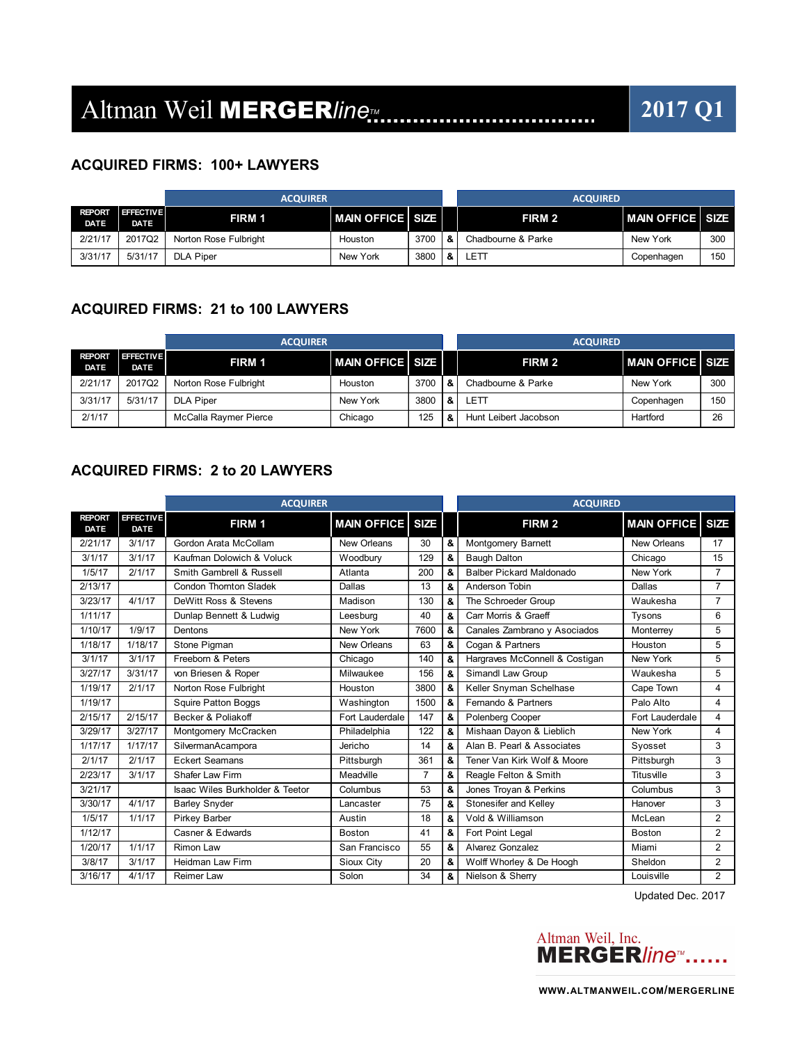# Altman Weil MERGERline™ — 2017 Q1

## ACQUIRED FIRMS: 100+ LAWYERS

| | | ACQUIRER | | | | ACQUIRED | | |
|---|---|---|---|---|---|---|---|---|
| REPORT DATE | EFFECTIVE DATE | FIRM 1 | MAIN OFFICE | SIZE | | FIRM 2 | MAIN OFFICE | SIZE |
| 2/21/17 | 2017Q2 | Norton Rose Fulbright | Houston | 3700 | & | Chadbourne & Parke | New York | 300 |
| 3/31/17 | 5/31/17 | DLA Piper | New York | 3800 | & | LETT | Copenhagen | 150 |

## ACQUIRED FIRMS: 21 to 100 LAWYERS

| | | ACQUIRER | | | | ACQUIRED | | |
|---|---|---|---|---|---|---|---|---|
| REPORT DATE | EFFECTIVE DATE | FIRM 1 | MAIN OFFICE | SIZE | | FIRM 2 | MAIN OFFICE | SIZE |
| 2/21/17 | 2017Q2 | Norton Rose Fulbright | Houston | 3700 | & | Chadbourne & Parke | New York | 300 |
| 3/31/17 | 5/31/17 | DLA Piper | New York | 3800 | & | LETT | Copenhagen | 150 |
| 2/1/17 | | McCalla Raymer Pierce | Chicago | 125 | & | Hunt Leibert Jacobson | Hartford | 26 |

## ACQUIRED FIRMS: 2 to 20 LAWYERS

| | | ACQUIRER | | | | ACQUIRED | | |
|---|---|---|---|---|---|---|---|---|
| REPORT DATE | EFFECTIVE DATE | FIRM 1 | MAIN OFFICE | SIZE | | FIRM 2 | MAIN OFFICE | SIZE |
| 2/21/17 | 3/1/17 | Gordon Arata McCollam | New Orleans | 30 | & | Montgomery Barnett | New Orleans | 17 |
| 3/1/17 | 3/1/17 | Kaufman Dolowich & Voluck | Woodbury | 129 | & | Baugh Dalton | Chicago | 15 |
| 1/5/17 | 2/1/17 | Smith Gambrell & Russell | Atlanta | 200 | & | Balber Pickard Maldonado | New York | 7 |
| 2/13/17 | | Condon Thornton Sladek | Dallas | 13 | & | Anderson Tobin | Dallas | 7 |
| 3/23/17 | 4/1/17 | DeWitt Ross & Stevens | Madison | 130 | & | The Schroeder Group | Waukesha | 7 |
| 1/11/17 | | Dunlap Bennett & Ludwig | Leesburg | 40 | & | Carr Morris & Graeff | Tysons | 6 |
| 1/10/17 | 1/9/17 | Dentons | New York | 7600 | & | Canales Zambrano y Asociados | Monterrey | 5 |
| 1/18/17 | 1/18/17 | Stone Pigman | New Orleans | 63 | & | Cogan & Partners | Houston | 5 |
| 3/1/17 | 3/1/17 | Freeborn & Peters | Chicago | 140 | & | Hargraves McConnell & Costigan | New York | 5 |
| 3/27/17 | 3/31/17 | von Briesen & Roper | Milwaukee | 156 | & | Simandl Law Group | Waukesha | 5 |
| 1/19/17 | 2/1/17 | Norton Rose Fulbright | Houston | 3800 | & | Keller Snyman Schelhase | Cape Town | 4 |
| 1/19/17 | | Squire Patton Boggs | Washington | 1500 | & | Fernando & Partners | Palo Alto | 4 |
| 2/15/17 | 2/15/17 | Becker & Poliakoff | Fort Lauderdale | 147 | & | Polenberg Cooper | Fort Lauderdale | 4 |
| 3/29/17 | 3/27/17 | Montgomery McCracken | Philadelphia | 122 | & | Mishaan Dayon & Lieblich | New York | 4 |
| 1/17/17 | 1/17/17 | SilvermanAcampora | Jericho | 14 | & | Alan B. Pearl & Associates | Syosset | 3 |
| 2/1/17 | 2/1/17 | Eckert Seamans | Pittsburgh | 361 | & | Tener Van Kirk Wolf & Moore | Pittsburgh | 3 |
| 2/23/17 | 3/1/17 | Shafer Law Firm | Meadville | 7 | & | Reagle Felton & Smith | Titusville | 3 |
| 3/21/17 | | Isaac Wiles Burkholder & Teetor | Columbus | 53 | & | Jones Troyan & Perkins | Columbus | 3 |
| 3/30/17 | 4/1/17 | Barley Snyder | Lancaster | 75 | & | Stonesifer and Kelley | Hanover | 3 |
| 1/5/17 | 1/1/17 | Pirkey Barber | Austin | 18 | & | Vold & Williamson | McLean | 2 |
| 1/12/17 | | Casner & Edwards | Boston | 41 | & | Fort Point Legal | Boston | 2 |
| 1/20/17 | 1/1/17 | Rimon Law | San Francisco | 55 | & | Alvarez Gonzalez | Miami | 2 |
| 3/8/17 | 3/1/17 | Heidman Law Firm | Sioux City | 20 | & | Wolff Whorley & De Hoogh | Sheldon | 2 |
| 3/16/17 | 4/1/17 | Reimer Law | Solon | 34 | & | Nielson & Sherry | Louisville | 2 |

Updated Dec. 2017

Altman Weil, Inc. MERGERline™

WWW.ALTMANWEIL.COM/MERGERLINE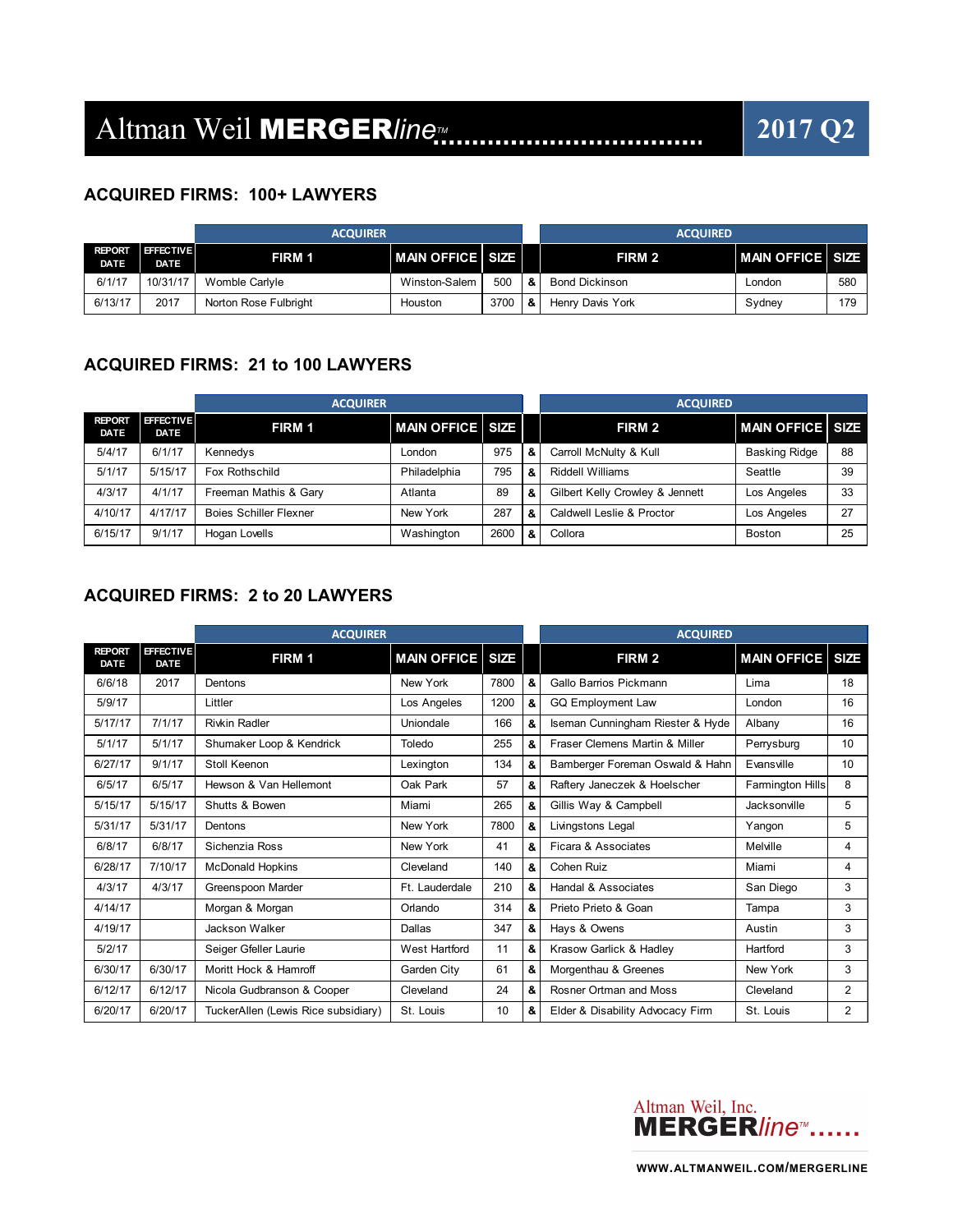# Altman Weil MERGERline™ 2017 Q2

## ACQUIRED FIRMS: 100+ LAWYERS

| | | ACQUIRER | | | | ACQUIRED | | |
|---|---|---|---|---|---|---|---|---|
| REPORT DATE | EFFECTIVE DATE | FIRM 1 | MAIN OFFICE | SIZE | | FIRM 2 | MAIN OFFICE | SIZE |
| 6/1/17 | 10/31/17 | Womble Carlyle | Winston-Salem | 500 | & | Bond Dickinson | London | 580 |
| 6/13/17 | 2017 | Norton Rose Fulbright | Houston | 3700 | & | Henry Davis York | Sydney | 179 |

## ACQUIRED FIRMS: 21 to 100 LAWYERS

| | | ACQUIRER | | | | ACQUIRED | | |
|---|---|---|---|---|---|---|---|---|
| REPORT DATE | EFFECTIVE DATE | FIRM 1 | MAIN OFFICE | SIZE | | FIRM 2 | MAIN OFFICE | SIZE |
| 5/4/17 | 6/1/17 | Kennedys | London | 975 | & | Carroll McNulty & Kull | Basking Ridge | 88 |
| 5/1/17 | 5/15/17 | Fox Rothschild | Philadelphia | 795 | & | Riddell Williams | Seattle | 39 |
| 4/3/17 | 4/1/17 | Freeman Mathis & Gary | Atlanta | 89 | & | Gilbert Kelly Crowley & Jennett | Los Angeles | 33 |
| 4/10/17 | 4/17/17 | Boies Schiller Flexner | New York | 287 | & | Caldwell Leslie & Proctor | Los Angeles | 27 |
| 6/15/17 | 9/1/17 | Hogan Lovells | Washington | 2600 | & | Collora | Boston | 25 |

## ACQUIRED FIRMS: 2 to 20 LAWYERS

| | | ACQUIRER | | | | ACQUIRED | | |
|---|---|---|---|---|---|---|---|---|
| REPORT DATE | EFFECTIVE DATE | FIRM 1 | MAIN OFFICE | SIZE | | FIRM 2 | MAIN OFFICE | SIZE |
| 6/6/18 | 2017 | Dentons | New York | 7800 | & | Gallo Barrios Pickmann | Lima | 18 |
| 5/9/17 | | Littler | Los Angeles | 1200 | & | GQ Employment Law | London | 16 |
| 5/17/17 | 7/1/17 | Rivkin Radler | Uniondale | 166 | & | Iseman Cunningham Riester & Hyde | Albany | 16 |
| 5/1/17 | 5/1/17 | Shumaker Loop & Kendrick | Toledo | 255 | & | Fraser Clemens Martin & Miller | Perrysburg | 10 |
| 6/27/17 | 9/1/17 | Stoll Keenon | Lexington | 134 | & | Bamberger Foreman Oswald & Hahn | Evansville | 10 |
| 6/5/17 | 6/5/17 | Hewson & Van Hellemont | Oak Park | 57 | & | Raftery Janeczek & Hoelscher | Farmington Hills | 8 |
| 5/15/17 | 5/15/17 | Shutts & Bowen | Miami | 265 | & | Gillis Way & Campbell | Jacksonville | 5 |
| 5/31/17 | 5/31/17 | Dentons | New York | 7800 | & | Livingstons Legal | Yangon | 5 |
| 6/8/17 | 6/8/17 | Sichenzia Ross | New York | 41 | & | Ficara & Associates | Melville | 4 |
| 6/28/17 | 7/10/17 | McDonald Hopkins | Cleveland | 140 | & | Cohen Ruiz | Miami | 4 |
| 4/3/17 | 4/3/17 | Greenspoon Marder | Ft. Lauderdale | 210 | & | Handal & Associates | San Diego | 3 |
| 4/14/17 | | Morgan & Morgan | Orlando | 314 | & | Prieto Prieto & Goan | Tampa | 3 |
| 4/19/17 | | Jackson Walker | Dallas | 347 | & | Hays & Owens | Austin | 3 |
| 5/2/17 | | Seiger Gfeller Laurie | West Hartford | 11 | & | Krasow Garlick & Hadley | Hartford | 3 |
| 6/30/17 | 6/30/17 | Moritt Hock & Hamroff | Garden City | 61 | & | Morgenthau & Greenes | New York | 3 |
| 6/12/17 | 6/12/17 | Nicola Gudbranson & Cooper | Cleveland | 24 | & | Rosner Ortman and Moss | Cleveland | 2 |
| 6/20/17 | 6/20/17 | TuckerAllen (Lewis Rice subsidiary) | St. Louis | 10 | & | Elder & Disability Advocacy Firm | St. Louis | 2 |

Altman Weil, Inc. MERGERline™

WWW.ALTMANWEIL.COM/MERGERLINE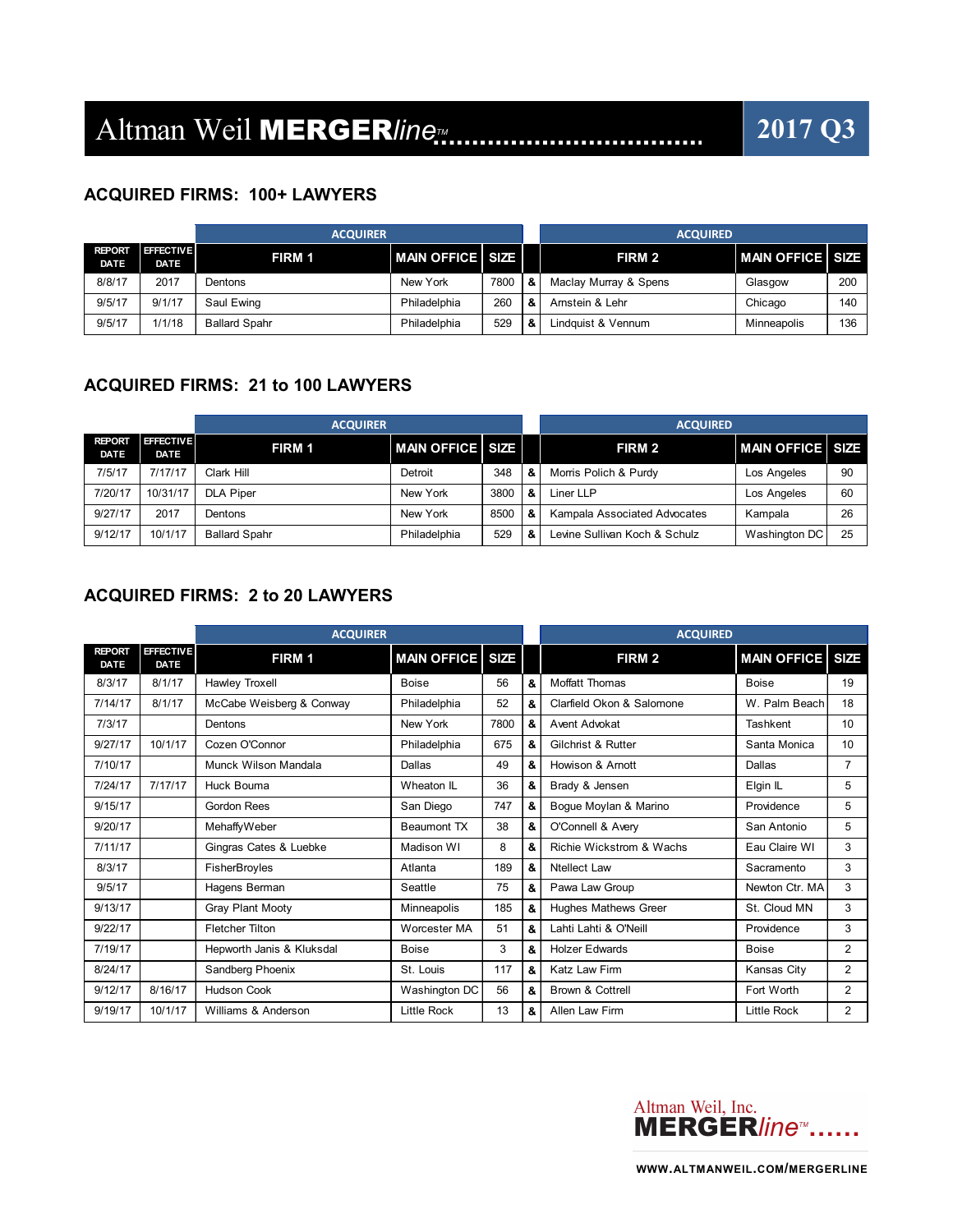# Altman Weil MERGERline™ 2017 Q3

## ACQUIRED FIRMS: 100+ LAWYERS

| | | ACQUIRER | | | | ACQUIRED | | |
|---|---|---|---|---|---|---|---|---|
| REPORT DATE | EFFECTIVE DATE | FIRM 1 | MAIN OFFICE | SIZE | | FIRM 2 | MAIN OFFICE | SIZE |
| 8/8/17 | 2017 | Dentons | New York | 7800 | & | Maclay Murray & Spens | Glasgow | 200 |
| 9/5/17 | 9/1/17 | Saul Ewing | Philadelphia | 260 | & | Arnstein & Lehr | Chicago | 140 |
| 9/5/17 | 1/1/18 | Ballard Spahr | Philadelphia | 529 | & | Lindquist & Vennum | Minneapolis | 136 |

## ACQUIRED FIRMS: 21 to 100 LAWYERS

| | | ACQUIRER | | | | ACQUIRED | | |
|---|---|---|---|---|---|---|---|---|
| REPORT DATE | EFFECTIVE DATE | FIRM 1 | MAIN OFFICE | SIZE | | FIRM 2 | MAIN OFFICE | SIZE |
| 7/5/17 | 7/17/17 | Clark Hill | Detroit | 348 | & | Morris Polich & Purdy | Los Angeles | 90 |
| 7/20/17 | 10/31/17 | DLA Piper | New York | 3800 | & | Liner LLP | Los Angeles | 60 |
| 9/27/17 | 2017 | Dentons | New York | 8500 | & | Kampala Associated Advocates | Kampala | 26 |
| 9/12/17 | 10/1/17 | Ballard Spahr | Philadelphia | 529 | & | Levine Sullivan Koch & Schulz | Washington DC | 25 |

## ACQUIRED FIRMS: 2 to 20 LAWYERS

| | | ACQUIRER | | | | ACQUIRED | | |
|---|---|---|---|---|---|---|---|---|
| REPORT DATE | EFFECTIVE DATE | FIRM 1 | MAIN OFFICE | SIZE | | FIRM 2 | MAIN OFFICE | SIZE |
| 8/3/17 | 8/1/17 | Hawley Troxell | Boise | 56 | & | Moffatt Thomas | Boise | 19 |
| 7/14/17 | 8/1/17 | McCabe Weisberg & Conway | Philadelphia | 52 | & | Clarfield Okon & Salomone | W. Palm Beach | 18 |
| 7/3/17 | | Dentons | New York | 7800 | & | Avent Advokat | Tashkent | 10 |
| 9/27/17 | 10/1/17 | Cozen O'Connor | Philadelphia | 675 | & | Gilchrist & Rutter | Santa Monica | 10 |
| 7/10/17 | | Munck Wilson Mandala | Dallas | 49 | & | Howison & Arnott | Dallas | 7 |
| 7/24/17 | 7/17/17 | Huck Bouma | Wheaton IL | 36 | & | Brady & Jensen | Elgin IL | 5 |
| 9/15/17 | | Gordon Rees | San Diego | 747 | & | Bogue Moylan & Marino | Providence | 5 |
| 9/20/17 | | MehaffyWeber | Beaumont TX | 38 | & | O'Connell & Avery | San Antonio | 5 |
| 7/11/17 | | Gingras Cates & Luebke | Madison WI | 8 | & | Richie Wickstrom & Wachs | Eau Claire WI | 3 |
| 8/3/17 | | FisherBroyles | Atlanta | 189 | & | Ntellect Law | Sacramento | 3 |
| 9/5/17 | | Hagens Berman | Seattle | 75 | & | Pawa Law Group | Newton Ctr. MA | 3 |
| 9/13/17 | | Gray Plant Mooty | Minneapolis | 185 | & | Hughes Mathews Greer | St. Cloud MN | 3 |
| 9/22/17 | | Fletcher Tilton | Worcester MA | 51 | & | Lahti Lahti & O'Neill | Providence | 3 |
| 7/19/17 | | Hepworth Janis & Kluksdal | Boise | 3 | & | Holzer Edwards | Boise | 2 |
| 8/24/17 | | Sandberg Phoenix | St. Louis | 117 | & | Katz Law Firm | Kansas City | 2 |
| 9/12/17 | 8/16/17 | Hudson Cook | Washington DC | 56 | & | Brown & Cottrell | Fort Worth | 2 |
| 9/19/17 | 10/1/17 | Williams & Anderson | Little Rock | 13 | & | Allen Law Firm | Little Rock | 2 |

Altman Weil, Inc. MERGERline™

WWW.ALTMANWEIL.COM/MERGERLINE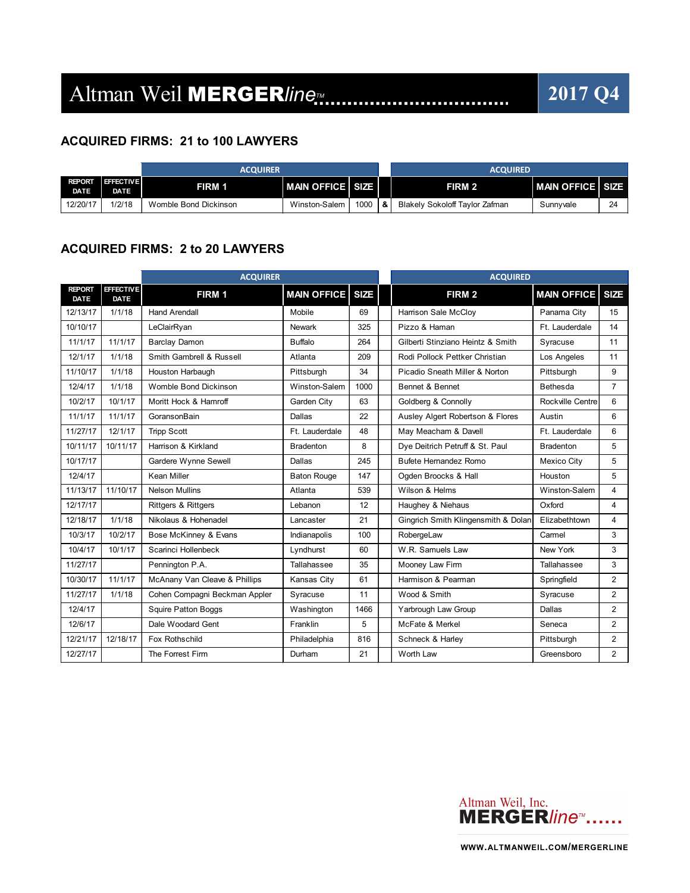# Altman Weil MERGER*line*™ 2017 Q4

## ACQUIRED FIRMS: 21 to 100 LAWYERS

| | | ACQUIRER | | | | ACQUIRED | | |
|---|---|---|---|---|---|---|---|---|
| REPORT DATE | EFFECTIVE DATE | FIRM 1 | MAIN OFFICE | SIZE | | FIRM 2 | MAIN OFFICE | SIZE |
| 12/20/17 | 1/2/18 | Womble Bond Dickinson | Winston-Salem | 1000 | & | Blakely Sokoloff Taylor Zafman | Sunnyvale | 24 |

## ACQUIRED FIRMS: 2 to 20 LAWYERS

| | | ACQUIRER | | | | ACQUIRED | | |
|---|---|---|---|---|---|---|---|---|
| REPORT DATE | EFFECTIVE DATE | FIRM 1 | MAIN OFFICE | SIZE | | FIRM 2 | MAIN OFFICE | SIZE |
| 12/13/17 | 1/1/18 | Hand Arendall | Mobile | 69 | | Harrison Sale McCloy | Panama City | 15 |
| 10/10/17 | | LeClairRyan | Newark | 325 | | Pizzo & Haman | Ft. Lauderdale | 14 |
| 11/1/17 | 11/1/17 | Barclay Damon | Buffalo | 264 | | Gilberti Stinziano Heintz & Smith | Syracuse | 11 |
| 12/1/17 | 1/1/18 | Smith Gambrell & Russell | Atlanta | 209 | | Rodi Pollock Pettker Christian | Los Angeles | 11 |
| 11/10/17 | 1/1/18 | Houston Harbaugh | Pittsburgh | 34 | | Picadio Sneath Miller & Norton | Pittsburgh | 9 |
| 12/4/17 | 1/1/18 | Womble Bond Dickinson | Winston-Salem | 1000 | | Bennet & Bennet | Bethesda | 7 |
| 10/2/17 | 10/1/17 | Moritt Hock & Hamroff | Garden City | 63 | | Goldberg & Connolly | Rockville Centre | 6 |
| 11/1/17 | 11/1/17 | GoransonBain | Dallas | 22 | | Ausley Algert Robertson & Flores | Austin | 6 |
| 11/27/17 | 12/1/17 | Tripp Scott | Ft. Lauderdale | 48 | | May Meacham & Davell | Ft. Lauderdale | 6 |
| 10/11/17 | 10/11/17 | Harrison & Kirkland | Bradenton | 8 | | Dye Deitrich Petruff & St. Paul | Bradenton | 5 |
| 10/17/17 | | Gardere Wynne Sewell | Dallas | 245 | | Bufete Hernandez Romo | Mexico City | 5 |
| 12/4/17 | | Kean Miller | Baton Rouge | 147 | | Ogden Broocks & Hall | Houston | 5 |
| 11/13/17 | 11/10/17 | Nelson Mullins | Atlanta | 539 | | Wilson & Helms | Winston-Salem | 4 |
| 12/17/17 | | Rittgers & Rittgers | Lebanon | 12 | | Haughey & Niehaus | Oxford | 4 |
| 12/18/17 | 1/1/18 | Nikolaus & Hohenadel | Lancaster | 21 | | Gingrich Smith Klingensmith & Dolan | Elizabethtown | 4 |
| 10/3/17 | 10/2/17 | Bose McKinney & Evans | Indianapolis | 100 | | RobergeLaw | Carmel | 3 |
| 10/4/17 | 10/1/17 | Scarinci Hollenbeck | Lyndhurst | 60 | | W.R. Samuels Law | New York | 3 |
| 11/27/17 | | Pennington P.A. | Tallahassee | 35 | | Mooney Law Firm | Tallahassee | 3 |
| 10/30/17 | 11/1/17 | McAnany Van Cleave & Phillips | Kansas City | 61 | | Harmison & Pearman | Springfield | 2 |
| 11/27/17 | 1/1/18 | Cohen Compagni Beckman Appler | Syracuse | 11 | | Wood & Smith | Syracuse | 2 |
| 12/4/17 | | Squire Patton Boggs | Washington | 1466 | | Yarbrough Law Group | Dallas | 2 |
| 12/6/17 | | Dale Woodard Gent | Franklin | 5 | | McFate & Merkel | Seneca | 2 |
| 12/21/17 | 12/18/17 | Fox Rothschild | Philadelphia | 816 | | Schneck & Harley | Pittsburgh | 2 |
| 12/27/17 | | The Forrest Firm | Durham | 21 | | Worth Law | Greensboro | 2 |

Altman Weil, Inc.
MERGER*line*™

WWW.ALTMANWEIL.COM/MERGERLINE